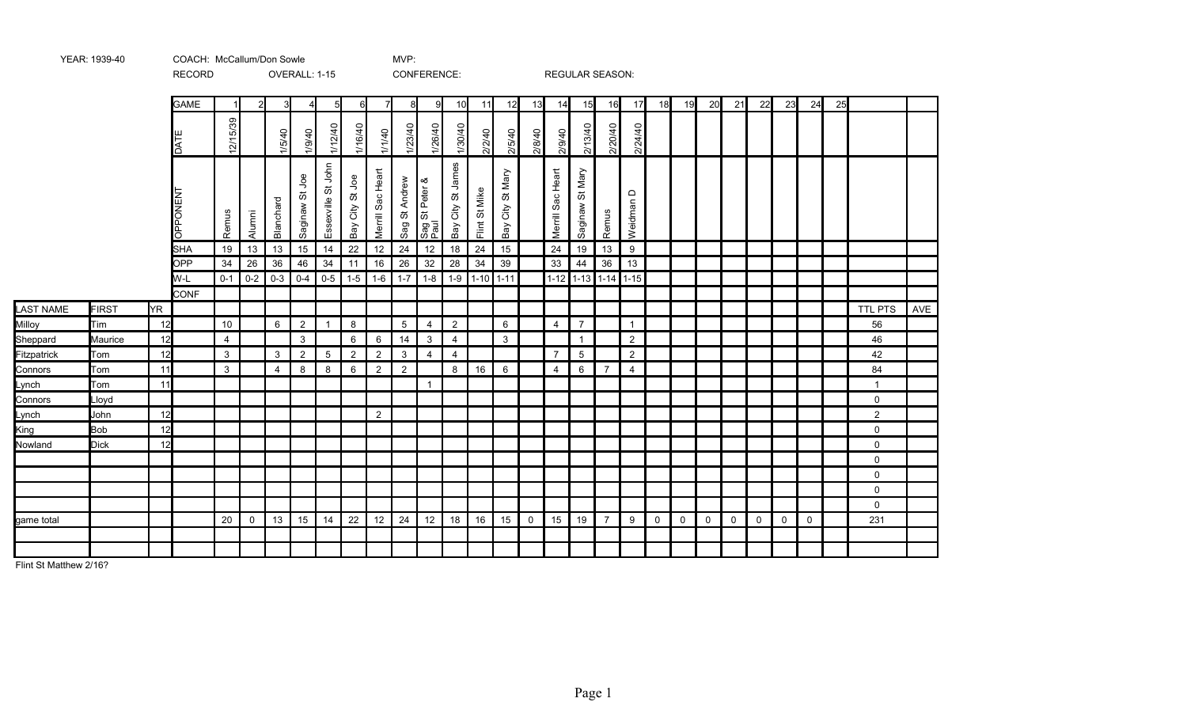YEAR: 1939-40 COACH: McCallum/Don Sowle MVP:

RECORD OVERALL: 1-15 CONFERENCE: REGULAR SEASON:

| | | | GAME | 1 | 2 | 3 | 4 | 5 | 6 | 7 | 8 | 9 | 10 | 11 | 12 | 13 | 14 | 15 | 16 | 17 | 18 | 19 | 20 | 21 | 22 | 23 | 24 | 25 | | |
|---|---|---|---|---|---|---|---|---|---|---|---|---|---|---|---|---|---|---|---|---|---|---|---|---|---|---|---|---|---|---|
| | | | DATE | 12/15/39 | | 1/5/40 | 1/9/40 | 1/12/40 | 1/16/40 | 1/1/40 | 1/23/40 | 1/26/40 | 1/30/40 | 2/2/40 | 2/5/40 | 2/8/40 | 2/9/40 | 2/13/40 | 2/20/40 | 2/24/40 | | | | | | | | | | |
| | | | OPPONENT | Remus | Alumni | Blanchard | Saginaw St Joe | Essexville St John | Bay City St Joe | Merrill Sac Heart | Sag St Andrew | Sag St Peter & Paul | Bay City St James | Flint St Mike | Bay City St Mary | | Merrill Sac Heart | Saginaw St Mary | Remus | Weidman D | | | | | | | | | | |
| | | | SHA | 19 | 13 | 13 | 15 | 14 | 22 | 12 | 24 | 12 | 18 | 24 | 15 | | 24 | 19 | 13 | 9 | | | | | | | | | | |
| | | | OPP | 34 | 26 | 36 | 46 | 34 | 11 | 16 | 26 | 32 | 28 | 34 | 39 | | 33 | 44 | 36 | 13 | | | | | | | | | | |
| | | | W-L | 0-1 | 0-2 | 0-3 | 0-4 | 0-5 | 1-5 | 1-6 | 1-7 | 1-8 | 1-9 | 1-10 | 1-11 | | 1-12 | 1-13 | 1-14 | 1-15 | | | | | | | | | | |
| | | | CONF | | | | | | | | | | | | | | | | | | | | | | | | | | | |
| LAST NAME | FIRST | YR | | | | | | | | | | | | | | | | | | | | | | | | | | | TTL PTS | AVE |
| Milloy | Tim | 12 | | 10 | | 6 | 2 | 1 | 8 | | 5 | 4 | 2 | | 6 | | 4 | 7 | | 1 | | | | | | | | | 56 | |
| Sheppard | Maurice | 12 | | 4 | | | 3 | | 6 | 6 | 14 | 3 | 4 | | 3 | | | 1 | | 2 | | | | | | | | | 46 | |
| Fitzpatrick | Tom | 12 | | 3 | | 3 | 2 | 5 | 2 | 2 | 3 | 4 | 4 | | | | 7 | 5 | | 2 | | | | | | | | | 42 | |
| Connors | Tom | 11 | | 3 | | 4 | 8 | 8 | 6 | 2 | 2 | | 8 | 16 | 6 | | 4 | 6 | 7 | 4 | | | | | | | | | 84 | |
| Lynch | Tom | 11 | | | | | | | | | | 1 | | | | | | | | | | | | | | | | | 1 | |
| Connors | Lloyd | | | | | | | | | | | | | | | | | | | | | | | | | | | | 0 | |
| Lynch | John | 12 | | | | | | | | 2 | | | | | | | | | | | | | | | | | | | 2 | |
| King | Bob | 12 | | | | | | | | | | | | | | | | | | | | | | | | | | | 0 | |
| Nowland | Dick | 12 | | | | | | | | | | | | | | | | | | | | | | | | | | | 0 | |
| | | | | | | | | | | | | | | | | | | | | | | | | | | | | | 0 | |
| | | | | | | | | | | | | | | | | | | | | | | | | | | | | | 0 | |
| | | | | | | | | | | | | | | | | | | | | | | | | | | | | | 0 | |
| | | | | | | | | | | | | | | | | | | | | | | | | | | | | | 0 | |
| game total | | | | 20 | 0 | 13 | 15 | 14 | 22 | 12 | 24 | 12 | 18 | 16 | 15 | 0 | 15 | 19 | 7 | 9 | 0 | 0 | 0 | 0 | 0 | 0 | 0 | | 231 | |
| | | | | | | | | | | | | | | | | | | | | | | | | | | | | | | |
| | | | | | | | | | | | | | | | | | | | | | | | | | | | | | | |

Flint St Matthew 2/16?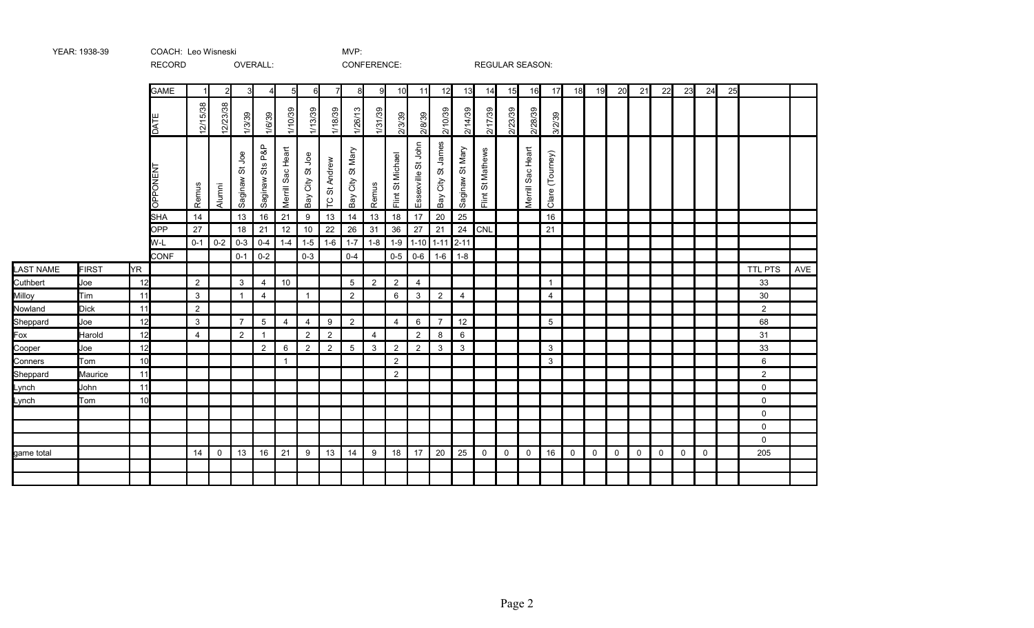YEAR: 1938-39 COACH: Leo Wisneski MVP:

RECORD OVERALL: CONFERENCE: REGULAR SEASON:

| LAST NAME | FIRST | YR | GAME | 1 | 2 | 3 | 4 | 5 | 6 | 7 | 8 | 9 | 10 | 11 | 12 | 13 | 14 | 15 | 16 | 17 | 18 | 19 | 20 | 21 | 22 | 23 | 24 | 25 | | |
|---|---|---|---|---|---|---|---|---|---|---|---|---|---|---|---|---|---|---|---|---|---|---|---|---|---|---|---|---|---|---|
| | | | DATE | 12/15/38 | 12/23/38 | 1/3/39 | 1/6/39 | 1/10/39 | 1/13/39 | 1/18/39 | 1/26/13 | 1/31/39 | 2/3/39 | 2/8/39 | 2/10/39 | 2/14/39 | 2/17/39 | 2/23/39 | 2/28/39 | 3/2/39 | | | | | | | | | | |
| | | | OPPONENT | Remus | Alumni | Saginaw St Joe | Saginaw Sts P&P | Merrill Sac Heart | Bay City St Joe | TC St Andrew | Bay City St Mary | Remus | Flint St Michael | Essexville St John | Bay City St James | Saginaw St Mary | Flint St Mathews | | Merrill Sac Heart | Clare (Tourney) | | | | | | | | | | | |
| | | | SHA | 14 | | 13 | 16 | 21 | 9 | 13 | 14 | 13 | 18 | 17 | 20 | 25 | | | | 16 | | | | | | | | | | |
| | | | OPP | 27 | | 18 | 21 | 12 | 10 | 22 | 26 | 31 | 36 | 27 | 21 | 24 | CNL | | | 21 | | | | | | | | | | |
| | | | W-L | 0-1 | 0-2 | 0-3 | 0-4 | 1-4 | 1-5 | 1-6 | 1-7 | 1-8 | 1-9 | 1-10 | 1-11 | 2-11 | | | | | | | | | | | | | | |
| | | | CONF | | | 0-1 | 0-2 | | 0-3 | | 0-4 | | 0-5 | 0-6 | 1-6 | 1-8 | | | | | | | | | | | | | | |
| LAST NAME | FIRST | YR | | | | | | | | | | | | | | | | | | | | | | | | | | | TTL PTS | AVE |
| Cuthbert | Joe | 12 | | 2 | | 3 | 4 | 10 | | | 5 | 2 | 2 | 4 | | | | | | 1 | | | | | | | | | 33 | |
| Milloy | Tim | 11 | | 3 | | 1 | 4 | | 1 | | 2 | | 6 | 3 | 2 | 4 | | | | 4 | | | | | | | | | 30 | |
| Nowland | Dick | 11 | | 2 | | | | | | | | | | | | | | | | | | | | | | | | | 2 | |
| Sheppard | Joe | 12 | | 3 | | 7 | 5 | 4 | 4 | 9 | 2 | | 4 | 6 | 7 | 12 | | | | 5 | | | | | | | | | 68 | |
| Fox | Harold | 12 | | 4 | | 2 | 1 | | 2 | 2 | | 4 | | 2 | 8 | 6 | | | | | | | | | | | | | 31 | |
| Cooper | Joe | 12 | | | | | 2 | 6 | 2 | 2 | 5 | 3 | 2 | 2 | 3 | 3 | | | | 3 | | | | | | | | | 33 | |
| Conners | Tom | 10 | | | | | | 1 | | | | | 2 | | | | | | | 3 | | | | | | | | | 6 | |
| Sheppard | Maurice | 11 | | | | | | | | | | | 2 | | | | | | | | | | | | | | | | 2 | |
| Lynch | John | 11 | | | | | | | | | | | | | | | | | | | | | | | | | | | 0 | |
| Lynch | Tom | 10 | | | | | | | | | | | | | | | | | | | | | | | | | | | 0 | |
| | | | | | | | | | | | | | | | | | | | | | | | | | | | | | 0 | |
| | | | | | | | | | | | | | | | | | | | | | | | | | | | | | 0 | |
| | | | | | | | | | | | | | | | | | | | | | | | | | | | | | 0 | |
| game total | | | | 14 | 0 | 13 | 16 | 21 | 9 | 13 | 14 | 9 | 18 | 17 | 20 | 25 | 0 | 0 | 0 | 16 | 0 | 0 | 0 | 0 | 0 | 0 | 0 | | 205 | |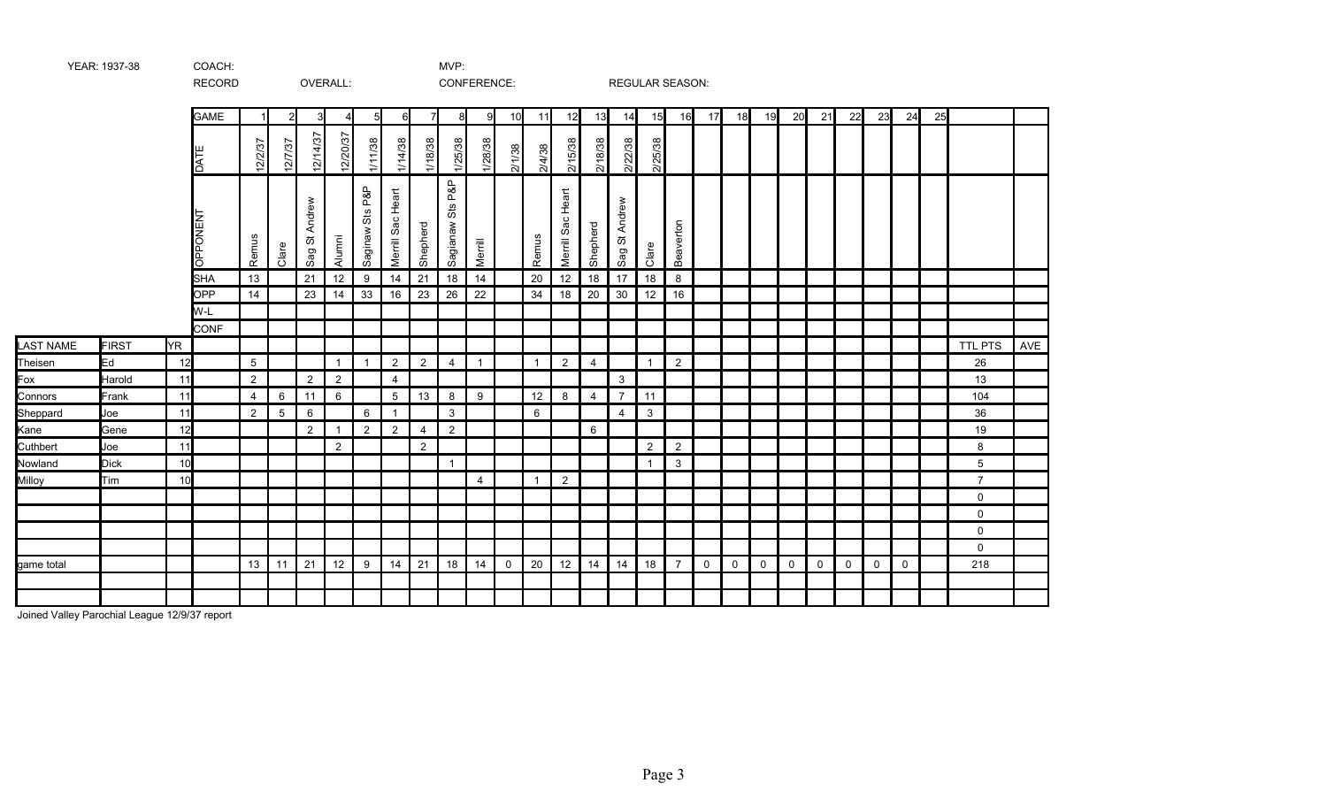YEAR: 1937-38 | COACH: | MVP:

RECORD | OVERALL: | CONFERENCE: | REGULAR SEASON:

| LAST NAME | FIRST | YR | GAME | 1 | 2 | 3 | 4 | 5 | 6 | 7 | 8 | 9 | 10 | 11 | 12 | 13 | 14 | 15 | 16 | 17 | 18 | 19 | 20 | 21 | 22 | 23 | 24 | 25 | TTL PTS | AVE |
|---|---|---|---|---|---|---|---|---|---|---|---|---|---|---|---|---|---|---|---|---|---|---|---|---|---|---|---|---|---|---|
| | | | DATE | 12/2/37 | 12/7/37 | 12/14/37 | 12/20/37 | 1/11/38 | 1/14/38 | 1/18/38 | 1/25/38 | 1/28/38 | 2/1/38 | 2/4/38 | 2/15/38 | 2/18/38 | 2/22/38 | 2/25/38 | | | | | | | | | | | | |
| | | | OPPONENT | Remus | Clare | Sag St Andrew | Alumni | Saginaw Sts P&P | Merrill Sac Heart | Shepherd | Saginaw Sts P&P | Merrill | | Remus | Merrill Sac Heart | Shepherd | Sag St Andrew | Clare | Beaverton | | | | | | | | | | | |
| | | | SHA | 13 | | 21 | 12 | 9 | 14 | 21 | 18 | 14 | | 20 | 12 | 18 | 17 | 18 | 8 | | | | | | | | | | | |
| | | | OPP | 14 | | 23 | 14 | 33 | 16 | 23 | 26 | 22 | | 34 | 18 | 20 | 30 | 12 | 16 | | | | | | | | | | | |
| | | | W-L | | | | | | | | | | | | | | | | | | | | | | | | | | | |
| | | | CONF | | | | | | | | | | | | | | | | | | | | | | | | | | | |
| Theisen | Ed | 12 | | 5 | | | 1 | 1 | 2 | 2 | 4 | 1 | | 1 | 2 | 4 | | 1 | 2 | | | | | | | | | | 26 | |
| Fox | Harold | 11 | | 2 | | 2 | 2 | | 4 | | | | | | | | 3 | | | | | | | | | | | | 13 | |
| Connors | Frank | 11 | | 4 | 6 | 11 | 6 | | 5 | 13 | 8 | 9 | | 12 | 8 | 4 | 7 | 11 | | | | | | | | | | | 104 | |
| Sheppard | Joe | 11 | | 2 | 5 | 6 | | 6 | 1 | | 3 | | | 6 | | | 4 | 3 | | | | | | | | | | | 36 | |
| Kane | Gene | 12 | | | | 2 | 1 | 2 | 2 | 4 | 2 | | | | | 6 | | | | | | | | | | | | | 19 | |
| Cuthbert | Joe | 11 | | | | | 2 | | | 2 | | | | | | | | 2 | 2 | | | | | | | | | | 8 | |
| Nowland | Dick | 10 | | | | | | | | | 1 | | | | | | | 1 | 3 | | | | | | | | | | 5 | |
| Milloy | Tim | 10 | | | | | | | | | | 4 | | 1 | 2 | | | | | | | | | | | | | | 7 | |
| | | | | | | | | | | | | | | | | | | | | | | | | | | | | | 0 | |
| | | | | | | | | | | | | | | | | | | | | | | | | | | | | | 0 | |
| | | | | | | | | | | | | | | | | | | | | | | | | | | | | | 0 | |
| | | | | | | | | | | | | | | | | | | | | | | | | | | | | | 0 | |
| game total | | | | 13 | 11 | 21 | 12 | 9 | 14 | 21 | 18 | 14 | 0 | 20 | 12 | 14 | 14 | 18 | 7 | 0 | 0 | 0 | 0 | 0 | 0 | 0 | 0 | | 218 | |

Joined Valley Parochial League 12/9/37 report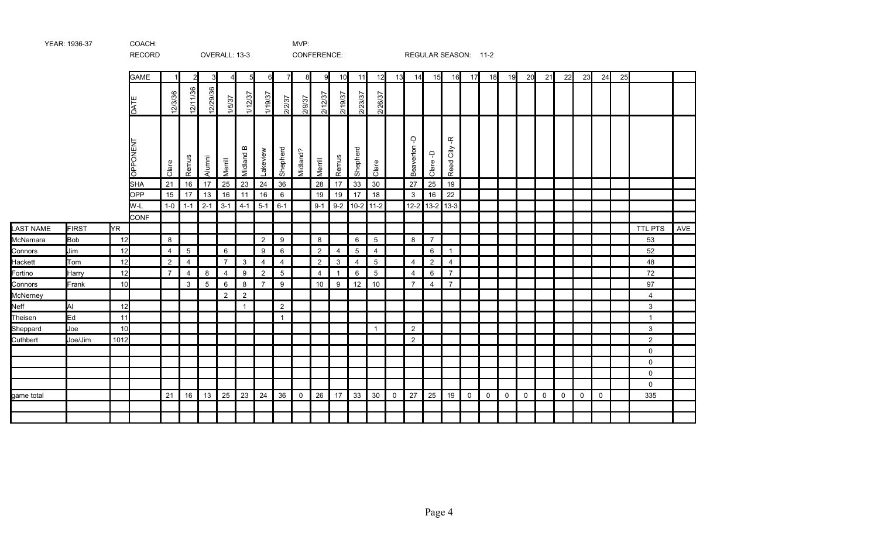YEAR: 1936-37 COACH: MVP:

RECORD OVERALL: 13-3 CONFERENCE: REGULAR SEASON: 11-2

| LAST NAME | FIRST | YR | GAME | 1 | 2 | 3 | 4 | 5 | 6 | 7 | 8 | 9 | 10 | 11 | 12 | 13 | 14 | 15 | 16 | 17 | 18 | 19 | 20 | 21 | 22 | 23 | 24 | 25 | | |
|---|---|---|---|---|---|---|---|---|---|---|---|---|---|---|---|---|---|---|---|---|---|---|---|---|---|---|---|---|---|---|
| | | | DATE | 12/3/36 | 12/11/36 | 12/29/36 | 1/5/37 | 1/12/37 | 1/19/37 | 2/2/37 | 2/9/37 | 2/12/37 | 2/19/37 | 2/23/37 | 2/26/37 | | | | | | | | | | | | | | | |
| | | | OPPONENT | Clare | Remus | Alumni | Merrill | Midland B | Lakeview | Shepherd | Midland? | Merrill | Remus | Shepherd | Clare | | Beaverton -D | Clare -D | Reed City -R | | | | | | | | | | | |
| | | | SHA | 21 | 16 | 17 | 25 | 23 | 24 | 36 | | 28 | 17 | 33 | 30 | | 27 | 25 | 19 | | | | | | | | | | | |
| | | | OPP | 15 | 17 | 13 | 16 | 11 | 16 | 6 | | 19 | 19 | 17 | 18 | | 3 | 16 | 22 | | | | | | | | | | | |
| | | | W-L | 1-0 | 1-1 | 2-1 | 3-1 | 4-1 | 5-1 | 6-1 | | 9-1 | 9-2 | 10-2 | 11-2 | | 12-2 | 13-2 | 13-3 | | | | | | | | | | | |
| | | | CONF | | | | | | | | | | | | | | | | | | | | | | | | | | | |
| LAST NAME | FIRST | YR | | | | | | | | | | | | | | | | | | | | | | | | | | | TTL PTS | AVE |
| McNamara | Bob | 12 | | 8 | | | | | 2 | 9 | | 8 | | 6 | 5 | | 8 | 7 | | | | | | | | | | | 53 | |
| Connors | Jim | 12 | | 4 | 5 | | 6 | | 9 | 6 | | 2 | 4 | 5 | 4 | | | 6 | 1 | | | | | | | | | | 52 | |
| Hackett | Tom | 12 | | 2 | 4 | | 7 | 3 | 4 | 4 | | 2 | 3 | 4 | 5 | | 4 | 2 | 4 | | | | | | | | | | 48 | |
| Fortino | Harry | 12 | | 7 | 4 | 8 | 4 | 9 | 2 | 5 | | 4 | 1 | 6 | 5 | | 4 | 6 | 7 | | | | | | | | | | 72 | |
| Connors | Frank | 10 | | | 3 | 5 | 6 | 8 | 7 | 9 | | 10 | 9 | 12 | 10 | | 7 | 4 | 7 | | | | | | | | | | 97 | |
| McNerney | | | | | | | 2 | 2 | | | | | | | | | | | | | | | | | | | | | 4 | |
| Neff | Al | 12 | | | | | | 1 | | 2 | | | | | | | | | | | | | | | | | | | 3 | |
| Theisen | Ed | 11 | | | | | | | | 1 | | | | | | | | | | | | | | | | | | | 1 | |
| Sheppard | Joe | 10 | | | | | | | | | | | | | 1 | | 2 | | | | | | | | | | | | 3 | |
| Cuthbert | Joe/Jim | 1012 | | | | | | | | | | | | | | | 2 | | | | | | | | | | | | 2 | |
| | | | | | | | | | | | | | | | | | | | | | | | | | | | | | 0 | |
| | | | | | | | | | | | | | | | | | | | | | | | | | | | | | 0 | |
| | | | | | | | | | | | | | | | | | | | | | | | | | | | | | 0 | |
| | | | | | | | | | | | | | | | | | | | | | | | | | | | | | 0 | |
| game total | | | | 21 | 16 | 13 | 25 | 23 | 24 | 36 | 0 | 26 | 17 | 33 | 30 | 0 | 27 | 25 | 19 | 0 | 0 | 0 | 0 | 0 | 0 | 0 | 0 | | 335 | |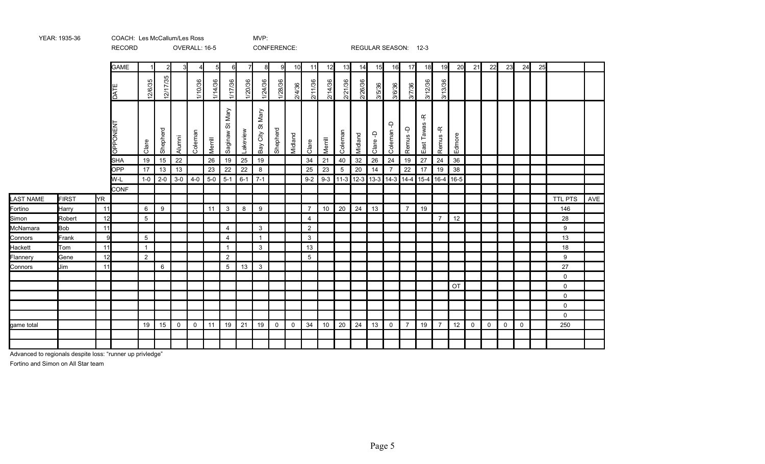YEAR: 1935-36 COACH: Les McCallum/Les Ross MVP:

RECORD OVERALL: 16-5 CONFERENCE: REGULAR SEASON: 12-3

| LAST NAME | FIRST | YR | GAME | 1 | 2 | 3 | 4 | 5 | 6 | 7 | 8 | 9 | 10 | 11 | 12 | 13 | 14 | 15 | 16 | 17 | 18 | 19 | 20 | 21 | 22 | 23 | 24 | 25 | | |
|---|---|---|---|---|---|---|---|---|---|---|---|---|---|---|---|---|---|---|---|---|---|---|---|---|---|---|---|---|---|---|
| | | | DATE | 12/6/35 | 12/17/35 | | 1/10/36 | 1/14/36 | 1/17/36 | 1/20/36 | 1/24/36 | 1/28/36 | 2/4/36 | 2/11/36 | 2/14/36 | 2/21/36 | 2/26/36 | 3/5/36 | 3/6/36 | 3/7/36 | 3/12/36 | 3/13/36 | | | | | | | | |
| | | | OPPONENT | Clare | Shepherd | Alumni | Coleman | Merrill | Saginaw St Mary | Lakeview | Bay City St Mary | Shepherd | Midland | Clare | Merrill | Coleman | Midland | Clare -D | Coleman -D | Remus -D | East Tawas -R | Remus -R | Edmore | | | | | | | |
| | | | SHA | 19 | 15 | 22 | | 26 | 19 | 25 | 19 | | | 34 | 21 | 40 | 32 | 26 | 24 | 19 | 27 | 24 | 36 | | | | | | | |
| | | | OPP | 17 | 13 | 13 | | 23 | 22 | 22 | 8 | | | 25 | 23 | 5 | 20 | 14 | 7 | 22 | 17 | 19 | 38 | | | | | | | |
| | | | W-L | 1-0 | 2-0 | 3-0 | 4-0 | 5-0 | 5-1 | 6-1 | 7-1 | | | 9-2 | 9-3 | 11-3 | 12-3 | 13-3 | 14-3 | 14-4 | 15-4 | 16-4 | 16-5 | | | | | | | |
| | | | CONF | | | | | | | | | | | | | | | | | | | | | | | | | | | |
| LAST NAME | FIRST | YR | | | | | | | | | | | | | | | | | | | | | | | | | | | TTL PTS | AVE |
| Fortino | Harry | 11 | | 6 | 9 | | | 11 | 3 | 8 | 9 | | | 7 | 10 | 20 | 24 | 13 | | 7 | 19 | | | | | | | | 146 | |
| Simon | Robert | 12 | | 5 | | | | | | | | | | 4 | | | | | | | | 7 | 12 | | | | | | 28 | |
| McNamara | Bob | 11 | | | | | | | 4 | | 3 | | | 2 | | | | | | | | | | | | | | | 9 | |
| Connors | Frank | 9 | | 5 | | | | | 4 | | 1 | | | 3 | | | | | | | | | | | | | | | 13 | |
| Hackett | Tom | 11 | | 1 | | | | | 1 | | 3 | | | 13 | | | | | | | | | | | | | | | 18 | |
| Flannery | Gene | 12 | | 2 | | | | | 2 | | | | | 5 | | | | | | | | | | | | | | | 9 | |
| Connors | Jim | 11 | | | 6 | | | | 5 | 13 | 3 | | | | | | | | | | | | | | | | | | 27 | |
| | | | | | | | | | | | | | | | | | | | | | | | | | | | | | 0 | |
| | | | | | | | | | | | | | | | | | | | | | | | OT | | | | | | 0 | |
| | | | | | | | | | | | | | | | | | | | | | | | | | | | | | 0 | |
| | | | | | | | | | | | | | | | | | | | | | | | | | | | | | 0 | |
| | | | | | | | | | | | | | | | | | | | | | | | | | | | | | 0 | |
| game total | | | | 19 | 15 | 0 | 0 | 11 | 19 | 21 | 19 | 0 | 0 | 34 | 10 | 20 | 24 | 13 | 0 | 7 | 19 | 7 | 12 | 0 | 0 | 0 | 0 | | 250 | |

Advanced to regionals despite loss: "runner up privledge"

Fortino and Simon on All Star team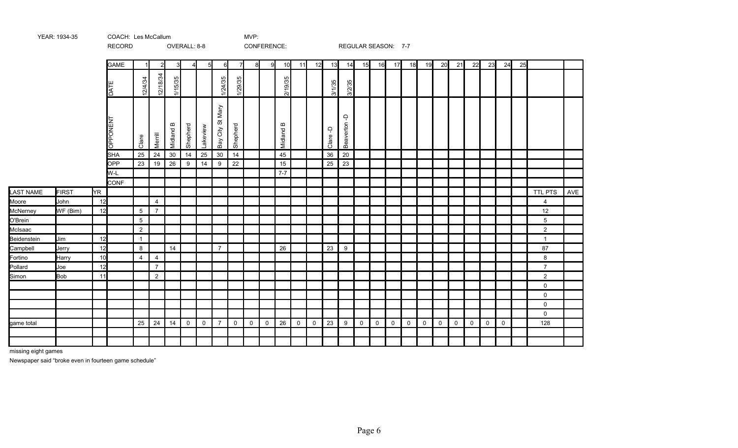YEAR: 1934-35 | COACH: Les McCallum | MVP:

RECORD | OVERALL: 8-8 | CONFERENCE: | REGULAR SEASON: 7-7

| | | | GAME | 1 | 2 | 3 | 4 | 5 | 6 | 7 | 8 | 9 | 10 | 11 | 12 | 13 | 14 | 15 | 16 | 17 | 18 | 19 | 20 | 21 | 22 | 23 | 24 | 25 | | |
|---|---|---|---|---|---|---|---|---|---|---|---|---|---|---|---|---|---|---|---|---|---|---|---|---|---|---|---|---|---|---|
| | | | DATE | 12/4/34 | 12/18/34 | 1/15/35 | | | 1/24/35 | 1/29/35 | | | 2/19/35 | | | 3/1/35 | 3/2/35 | | | | | | | | | | | | | |
| | | | OPPONENT | Clare | Merrill | Midland B | Shepherd | Lakeview | Bay City St Mary | Shepherd | | | Midland B | | | Clare -D | Beaverton -D | | | | | | | | | | | | | |
| | | | SHA | 25 | 24 | 30 | 14 | 25 | 30 | 14 | | | 45 | | | 36 | 20 | | | | | | | | | | | | | |
| | | | OPP | 23 | 19 | 26 | 9 | 14 | 9 | 22 | | | 15 | | | 25 | 23 | | | | | | | | | | | | | |
| | | | W-L | | | | | | | | | | 7-7 | | | | | | | | | | | | | | | | | |
| | | | CONF | | | | | | | | | | | | | | | | | | | | | | | | | | | |
| LAST NAME | FIRST | YR | | | | | | | | | | | | | | | | | | | | | | | | | | | TTL PTS | AVE |
| Moore | John | 12 | | | 4 | | | | | | | | | | | | | | | | | | | | | | | | 4 | |
| McNerney | WF (Bim) | 12 | | 5 | 7 | | | | | | | | | | | | | | | | | | | | | | | | 12 | |
| O'Brein | | | | 5 | | | | | | | | | | | | | | | | | | | | | | | | | 5 | |
| McIsaac | | | | 2 | | | | | | | | | | | | | | | | | | | | | | | | | 2 | |
| Beidenstein | Jim | 12 | | 1 | | | | | | | | | | | | | | | | | | | | | | | | | 1 | |
| Campbell | Jerry | 12 | | 8 | | 14 | | | 7 | | | | 26 | | | 23 | 9 | | | | | | | | | | | | 87 | |
| Fortino | Harry | 10 | | 4 | 4 | | | | | | | | | | | | | | | | | | | | | | | | 8 | |
| Pollard | Joe | 12 | | | 7 | | | | | | | | | | | | | | | | | | | | | | | | 7 | |
| Simon | Bob | 11 | | | 2 | | | | | | | | | | | | | | | | | | | | | | | | 2 | |
| | | | | | | | | | | | | | | | | | | | | | | | | | | | | | 0 | |
| | | | | | | | | | | | | | | | | | | | | | | | | | | | | | 0 | |
| | | | | | | | | | | | | | | | | | | | | | | | | | | | | | 0 | |
| | | | | | | | | | | | | | | | | | | | | | | | | | | | | | 0 | |
| game total | | | | 25 | 24 | 14 | 0 | 0 | 7 | 0 | 0 | 0 | 26 | 0 | 0 | 23 | 9 | 0 | 0 | 0 | 0 | 0 | 0 | 0 | 0 | 0 | 0 | | 128 | |

missing eight games

Newspaper said "broke even in fourteen game schedule"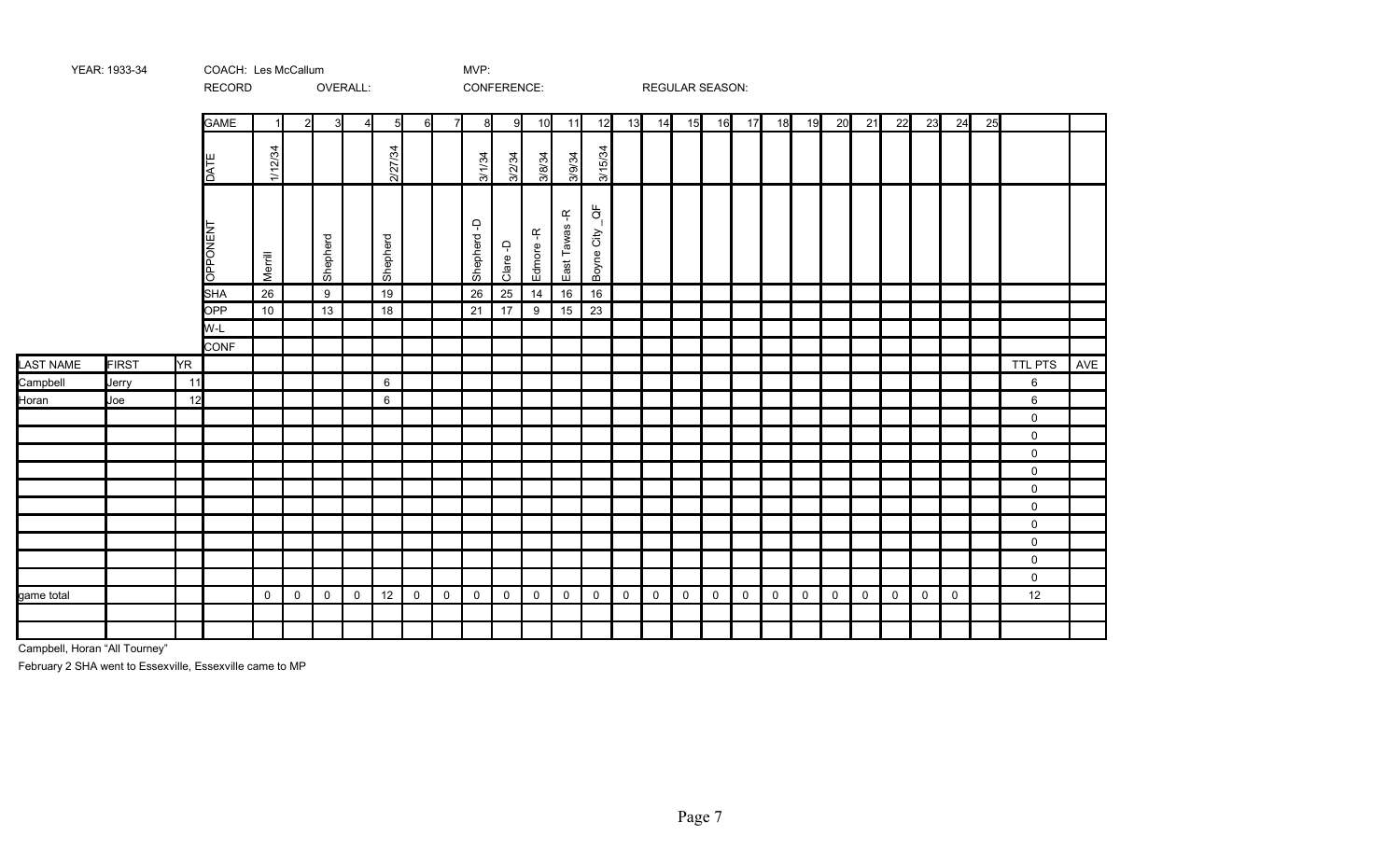YEAR: 1933-34 COACH: Les McCallum MVP:

RECORD OVERALL: CONFERENCE: REGULAR SEASON:

| LAST NAME | FIRST | YR | GAME | 1 | 2 | 3 | 4 | 5 | 6 | 7 | 8 | 9 | 10 | 11 | 12 | 13 | 14 | 15 | 16 | 17 | 18 | 19 | 20 | 21 | 22 | 23 | 24 | 25 | | |
|---|---|---|---|---|---|---|---|---|---|---|---|---|---|---|---|---|---|---|---|---|---|---|---|---|---|---|---|---|---|---|
| | | | DATE | 1/12/34 | | | | 2/27/34 | | | 3/1/34 | 3/2/34 | 3/8/34 | 3/9/34 | 3/15/34 | | | | | | | | | | | | | | | |
| | | | OPPONENT | Merrill | | Shepherd | | Shepherd | | | Shepherd -D | Clare -D | Edmore -R | East Tawas -R | Boyne City _QF | | | | | | | | | | | | | | | |
| | | | SHA | 26 | | 9 | | 19 | | | 26 | 25 | 14 | 16 | 16 | | | | | | | | | | | | | | | |
| | | | OPP | 10 | | 13 | | 18 | | | 21 | 17 | 9 | 15 | 23 | | | | | | | | | | | | | | | |
| | | | W-L | | | | | | | | | | | | | | | | | | | | | | | | | | | |
| | | | CONF | | | | | | | | | | | | | | | | | | | | | | | | | | | |
| LAST NAME | FIRST | YR | | | | | | | | | | | | | | | | | | | | | | | | | | | TTL PTS | AVE |
| Campbell | Jerry | 11 | | | | | | 6 | | | | | | | | | | | | | | | | | | | | | 6 | |
| Horan | Joe | 12 | | | | | | 6 | | | | | | | | | | | | | | | | | | | | | 6 | |
| | | | | | | | | | | | | | | | | | | | | | | | | | | | | | 0 | |
| | | | | | | | | | | | | | | | | | | | | | | | | | | | | | 0 | |
| | | | | | | | | | | | | | | | | | | | | | | | | | | | | | 0 | |
| | | | | | | | | | | | | | | | | | | | | | | | | | | | | | 0 | |
| | | | | | | | | | | | | | | | | | | | | | | | | | | | | | 0 | |
| | | | | | | | | | | | | | | | | | | | | | | | | | | | | | 0 | |
| | | | | | | | | | | | | | | | | | | | | | | | | | | | | | 0 | |
| | | | | | | | | | | | | | | | | | | | | | | | | | | | | | 0 | |
| | | | | | | | | | | | | | | | | | | | | | | | | | | | | | 0 | |
| | | | | | | | | | | | | | | | | | | | | | | | | | | | | | 0 | |
| game total | | | | 0 | 0 | 0 | 0 | 12 | 0 | 0 | 0 | 0 | 0 | 0 | 0 | 0 | 0 | 0 | 0 | 0 | 0 | 0 | 0 | 0 | 0 | 0 | 0 | | 12 | |

Campbell, Horan "All Tourney"

February 2 SHA went to Essexville, Essexville came to MP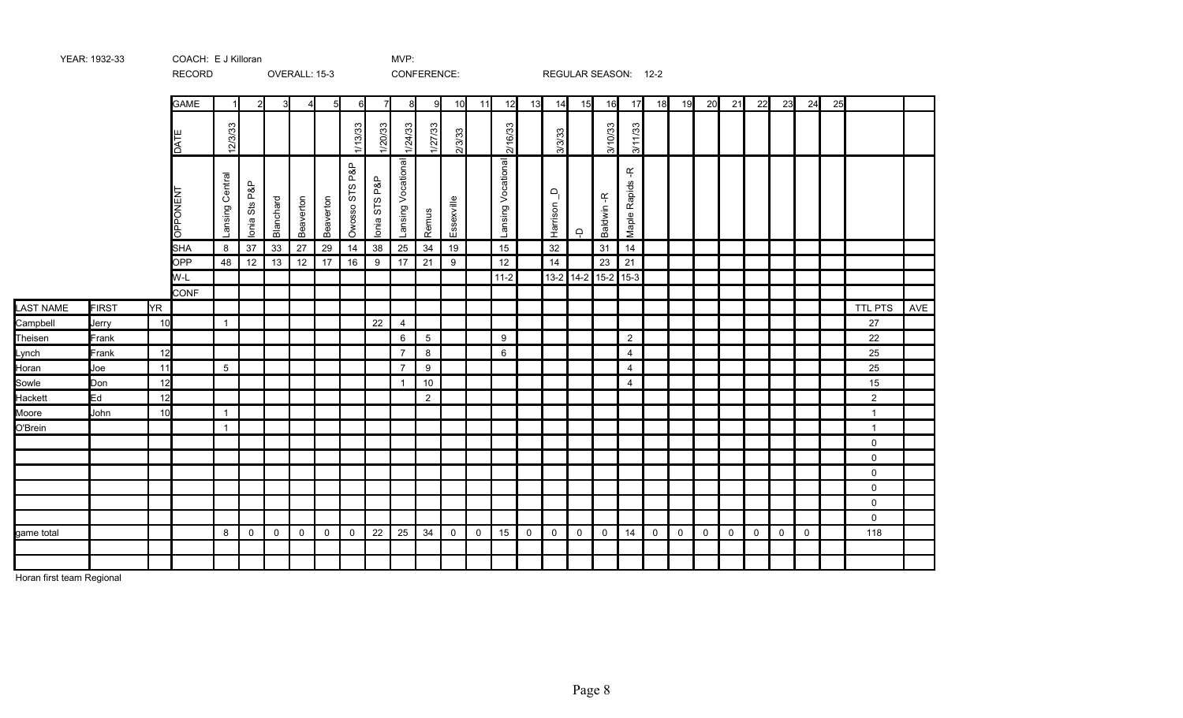YEAR: 1932-33 COACH: E J Killoran MVP:

RECORD OVERALL: 15-3 CONFERENCE: REGULAR SEASON: 12-2

| | | | GAME | 1 | 2 | 3 | 4 | 5 | 6 | 7 | 8 | 9 | 10 | 11 | 12 | 13 | 14 | 15 | 16 | 17 | 18 | 19 | 20 | 21 | 22 | 23 | 24 | 25 | | |
|---|---|---|---|---|---|---|---|---|---|---|---|---|---|---|---|---|---|---|---|---|---|---|---|---|---|---|---|---|---|---|
| | | | DATE | 12/3/33 | | | | | 1/13/33 | 1/20/33 | 1/24/33 | 1/27/33 | 2/3/33 | | 2/16/33 | | 3/3/33 | | 3/10/33 | 3/11/33 | | | | | | | | | | |
| | | | OPPONENT | Lansing Central | Ionia Sts P&P | Blanchard | Beaverton | Beaverton | Owosso STS P&P | Ionia STS P&P | Lansing Vocational | Remus | Essexville | | Lansing Vocational | | Harrison _D | -D | Baldwin -R | Maple Rapids -R | | | | | | | | | | |
| | | | SHA | 8 | 37 | 33 | 27 | 29 | 14 | 38 | 25 | 34 | 19 | | 15 | | 32 | | 31 | 14 | | | | | | | | | | |
| | | | OPP | 48 | 12 | 13 | 12 | 17 | 16 | 9 | 17 | 21 | 9 | | 12 | | 14 | | 23 | 21 | | | | | | | | | | |
| | | | W-L | | | | | | | | | | | | 11-2 | | 13-2 | 14-2 | 15-2 | 15-3 | | | | | | | | | | |
| | | | CONF | | | | | | | | | | | | | | | | | | | | | | | | | | | |
| LAST NAME | FIRST | YR | | | | | | | | | | | | | | | | | | | | | | | | | | | TTL PTS | AVE |
| Campbell | Jerry | 10 | | 1 | | | | | | 22 | 4 | | | | | | | | | | | | | | | | | | 27 | |
| Theisen | Frank | | | | | | | | | | 6 | 5 | | | 9 | | | | | 2 | | | | | | | | | 22 | |
| Lynch | Frank | 12 | | | | | | | | | 7 | 8 | | | 6 | | | | | 4 | | | | | | | | | 25 | |
| Horan | Joe | 11 | | 5 | | | | | | | 7 | 9 | | | | | | | | 4 | | | | | | | | | 25 | |
| Sowle | Don | 12 | | | | | | | | | 1 | 10 | | | | | | | | 4 | | | | | | | | | 15 | |
| Hackett | Ed | 12 | | | | | | | | | | 2 | | | | | | | | | | | | | | | | | 2 | |
| Moore | John | 10 | | 1 | | | | | | | | | | | | | | | | | | | | | | | | | 1 | |
| O'Brein | | | | 1 | | | | | | | | | | | | | | | | | | | | | | | | | 1 | |
| | | | | | | | | | | | | | | | | | | | | | | | | | | | | | 0 | |
| | | | | | | | | | | | | | | | | | | | | | | | | | | | | | 0 | |
| | | | | | | | | | | | | | | | | | | | | | | | | | | | | | 0 | |
| | | | | | | | | | | | | | | | | | | | | | | | | | | | | | 0 | |
| | | | | | | | | | | | | | | | | | | | | | | | | | | | | | 0 | |
| | | | | | | | | | | | | | | | | | | | | | | | | | | | | | 0 | |
| game total | | | | 8 | 0 | 0 | 0 | 0 | 0 | 22 | 25 | 34 | 0 | 0 | 15 | 0 | 0 | 0 | 0 | 14 | 0 | 0 | 0 | 0 | 0 | 0 | 0 | | 118 | |

Horan first team Regional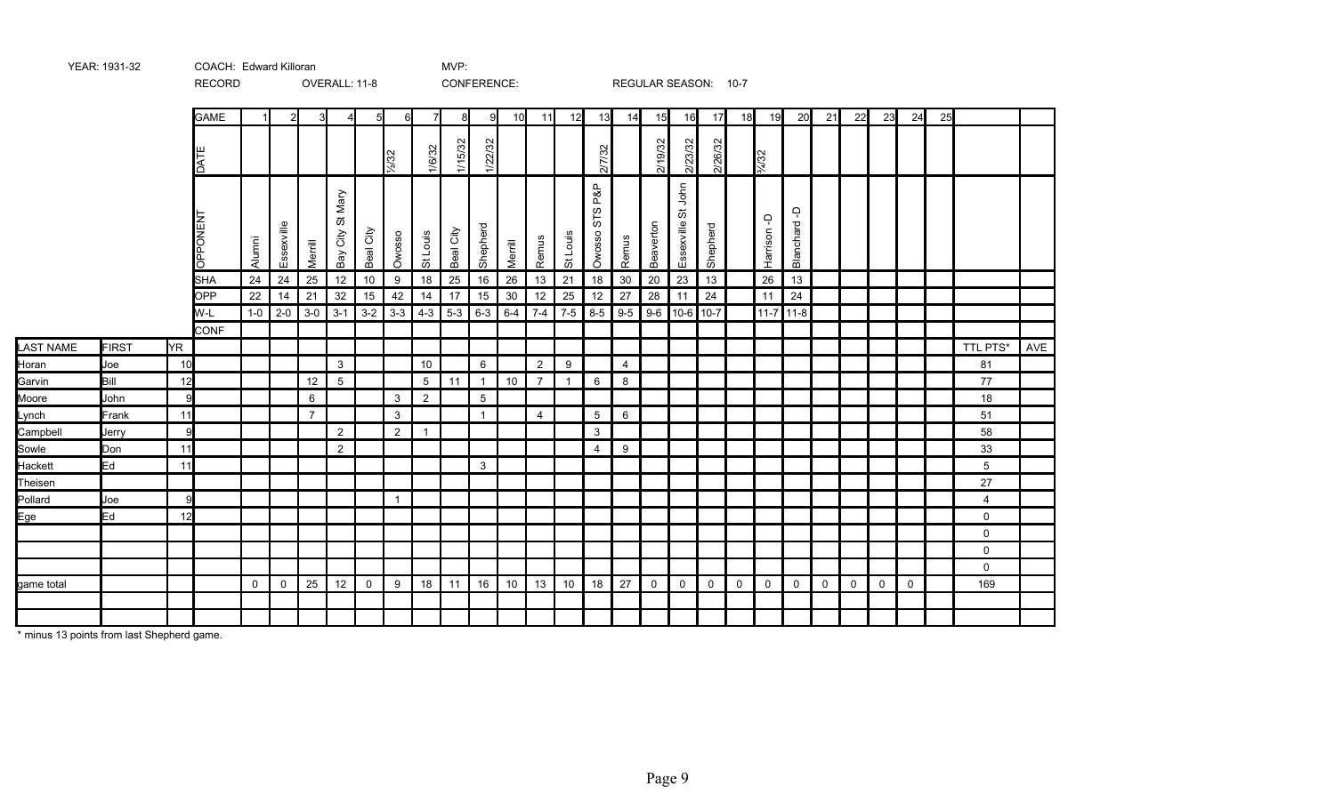YEAR: 1931-32 COACH: Edward Killoran MVP:

RECORD OVERALL: 11-8 CONFERENCE: REGULAR SEASON: 10-7

| LAST NAME | FIRST | YR | GAME | 1 | 2 | 3 | 4 | 5 | 6 | 7 | 8 | 9 | 10 | 11 | 12 | 13 | 14 | 15 | 16 | 17 | 18 | 19 | 20 | 21 | 22 | 23 | 24 | 25 | | |
|---|---|---|---|---|---|---|---|---|---|---|---|---|---|---|---|---|---|---|---|---|---|---|---|---|---|---|---|---|---|---|
| | | | DATE | | | | | | ½/32 | 1/6/32 | 1/15/32 | 1/22/32 | | | | 2/7/32 | | 2/19/32 | 2/23/32 | 2/26/32 | | ¾/32 | | | | | | | | |
| | | | OPPONENT | Alumni | Essexville | Merrill | Bay City St Mary | Beal City | Owosso | St Louis | Beal City | Shepherd | Merrill | Remus | St Louis | Owosso STS P&P | Remus | Beaverton | Essexville St John | Shepherd | | Harrison -D | Blanchard -D | | | | | | | |
| | | | SHA | 24 | 24 | 25 | 12 | 10 | 9 | 18 | 25 | 16 | 26 | 13 | 21 | 18 | 30 | 20 | 23 | 13 | | 26 | 13 | | | | | | | |
| | | | OPP | 22 | 14 | 21 | 32 | 15 | 42 | 14 | 17 | 15 | 30 | 12 | 25 | 12 | 27 | 28 | 11 | 24 | | 11 | 24 | | | | | | | |
| | | | W-L | 1-0 | 2-0 | 3-0 | 3-1 | 3-2 | 3-3 | 4-3 | 5-3 | 6-3 | 6-4 | 7-4 | 7-5 | 8-5 | 9-5 | 9-6 | 10-6 | 10-7 | | 11-7 | 11-8 | | | | | | | |
| | | | CONF | | | | | | | | | | | | | | | | | | | | | | | | | | | |
| LAST NAME | FIRST | YR | | | | | | | | | | | | | | | | | | | | | | | | | | | TTL PTS* | AVE |
| Horan | Joe | 10 | | | | | 3 | | | 10 | | 6 | | 2 | 9 | | 4 | | | | | | | | | | | | 81 | |
| Garvin | Bill | 12 | | | | 12 | 5 | | | 5 | 11 | 1 | 10 | 7 | 1 | 6 | 8 | | | | | | | | | | | | 77 | |
| Moore | John | 9 | | | | 6 | | | 3 | 2 | | 5 | | | | | | | | | | | | | | | | | 18 | |
| Lynch | Frank | 11 | | | | 7 | | | 3 | | | 1 | | 4 | | 5 | 6 | | | | | | | | | | | | 51 | |
| Campbell | Jerry | 9 | | | | | 2 | | 2 | 1 | | | | | | 3 | | | | | | | | | | | | | 58 | |
| Sowle | Don | 11 | | | | | 2 | | | | | | | | | 4 | 9 | | | | | | | | | | | | 33 | |
| Hackett | Ed | 11 | | | | | | | | | | 3 | | | | | | | | | | | | | | | | | 5 | |
| Theisen | | | | | | | | | | | | | | | | | | | | | | | | | | | | | 27 | |
| Pollard | Joe | 9 | | | | | | | 1 | | | | | | | | | | | | | | | | | | | | 4 | |
| Ege | Ed | 12 | | | | | | | | | | | | | | | | | | | | | | | | | | | 0 | |
| | | | | | | | | | | | | | | | | | | | | | | | | | | | | | 0 | |
| | | | | | | | | | | | | | | | | | | | | | | | | | | | | | 0 | |
| | | | | | | | | | | | | | | | | | | | | | | | | | | | | | 0 | |
| game total | | | | 0 | 0 | 25 | 12 | 0 | 9 | 18 | 11 | 16 | 10 | 13 | 10 | 18 | 27 | 0 | 0 | 0 | 0 | 0 | 0 | 0 | 0 | 0 | 0 | | 169 | |

* minus 13 points from last Shepherd game.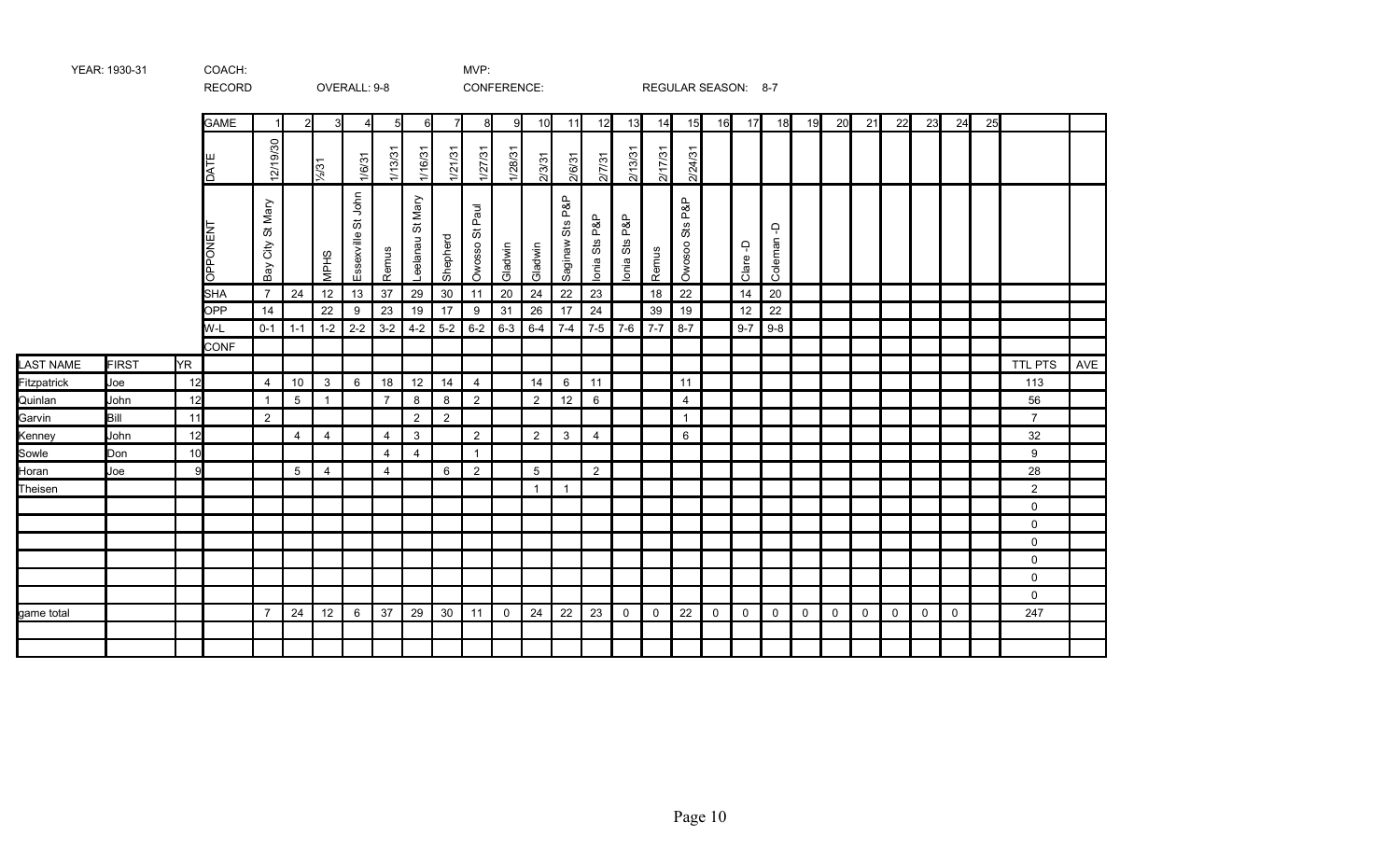YEAR: 1930-31 COACH: MVP:

RECORD OVERALL: 9-8 CONFERENCE: REGULAR SEASON: 8-7

| | | | | | | | | | | | | | | | | | | | | | | | | | | | | | | |
|---|---|---|---|---|---|---|---|---|---|---|---|---|---|---|---|---|---|---|---|---|---|---|---|---|---|---|---|---|---|---|
| | | | GAME | 1 | 2 | 3 | 4 | 5 | 6 | 7 | 8 | 9 | 10 | 11 | 12 | 13 | 14 | 15 | 16 | 17 | 18 | 19 | 20 | 21 | 22 | 23 | 24 | 25 | | |
| | | | DATE | 12/19/30 | | ½/31 | 1/6/31 | 1/13/31 | 1/16/31 | 1/21/31 | 1/27/31 | 1/28/31 | 2/3/31 | 2/6/31 | 2/7/31 | 2/13/31 | 2/17/31 | 2/24/31 | | | | | | | | | | | | |
| | | | OPPONENT | Bay City St Mary | | MPHS | Essexville St John | Remus | Leelanau St Mary | Shepherd | Owosso St Paul | Gladwin | Gladwin | Saginaw Sts P&P | Ionia Sts P&P | Ionia Sts P&P | Remus | Owosoo Sts P&P | | Clare -D | Coleman -D | | | | | | | | | |
| | | | SHA | 7 | 24 | 12 | 13 | 37 | 29 | 30 | 11 | 20 | 24 | 22 | 23 | | 18 | 22 | | 14 | 20 | | | | | | | | | |
| | | | OPP | 14 | | 22 | 9 | 23 | 19 | 17 | 9 | 31 | 26 | 17 | 24 | | 39 | 19 | | 12 | 22 | | | | | | | | | |
| | | | W-L | 0-1 | 1-1 | 1-2 | 2-2 | 3-2 | 4-2 | 5-2 | 6-2 | 6-3 | 6-4 | 7-4 | 7-5 | 7-6 | 7-7 | 8-7 | | 9-7 | 9-8 | | | | | | | | | |
| | | | CONF | | | | | | | | | | | | | | | | | | | | | | | | | | | |
| LAST NAME | FIRST | YR | | | | | | | | | | | | | | | | | | | | | | | | | | | TTL PTS | AVE |
| Fitzpatrick | Joe | 12 | | 4 | 10 | 3 | 6 | 18 | 12 | 14 | 4 | | 14 | 6 | 11 | | | 11 | | | | | | | | | | | 113 | |
| Quinlan | John | 12 | | 1 | 5 | 1 | | 7 | 8 | 8 | 2 | | 2 | 12 | 6 | | | 4 | | | | | | | | | | | 56 | |
| Garvin | Bill | 11 | | 2 | | | | | 2 | 2 | | | | | | | | 1 | | | | | | | | | | | 7 | |
| Kenney | John | 12 | | | 4 | 4 | | 4 | 3 | | 2 | | 2 | 3 | 4 | | | 6 | | | | | | | | | | | 32 | |
| Sowle | Don | 10 | | | | | | 4 | 4 | | 1 | | | | | | | | | | | | | | | | | | 9 | |
| Horan | Joe | 9 | | | 5 | 4 | | 4 | | 6 | 2 | | 5 | | 2 | | | | | | | | | | | | | | 28 | |
| Theisen | | | | | | | | | | | | | 1 | 1 | | | | | | | | | | | | | | | 2 | |
| | | | | | | | | | | | | | | | | | | | | | | | | | | | | | 0 | |
| | | | | | | | | | | | | | | | | | | | | | | | | | | | | | 0 | |
| | | | | | | | | | | | | | | | | | | | | | | | | | | | | | 0 | |
| | | | | | | | | | | | | | | | | | | | | | | | | | | | | | 0 | |
| | | | | | | | | | | | | | | | | | | | | | | | | | | | | | 0 | |
| | | | | | | | | | | | | | | | | | | | | | | | | | | | | | 0 | |
| game total | | | | 7 | 24 | 12 | 6 | 37 | 29 | 30 | 11 | 0 | 24 | 22 | 23 | 0 | 0 | 22 | 0 | 0 | 0 | 0 | 0 | 0 | 0 | 0 | 0 | | 247 | |